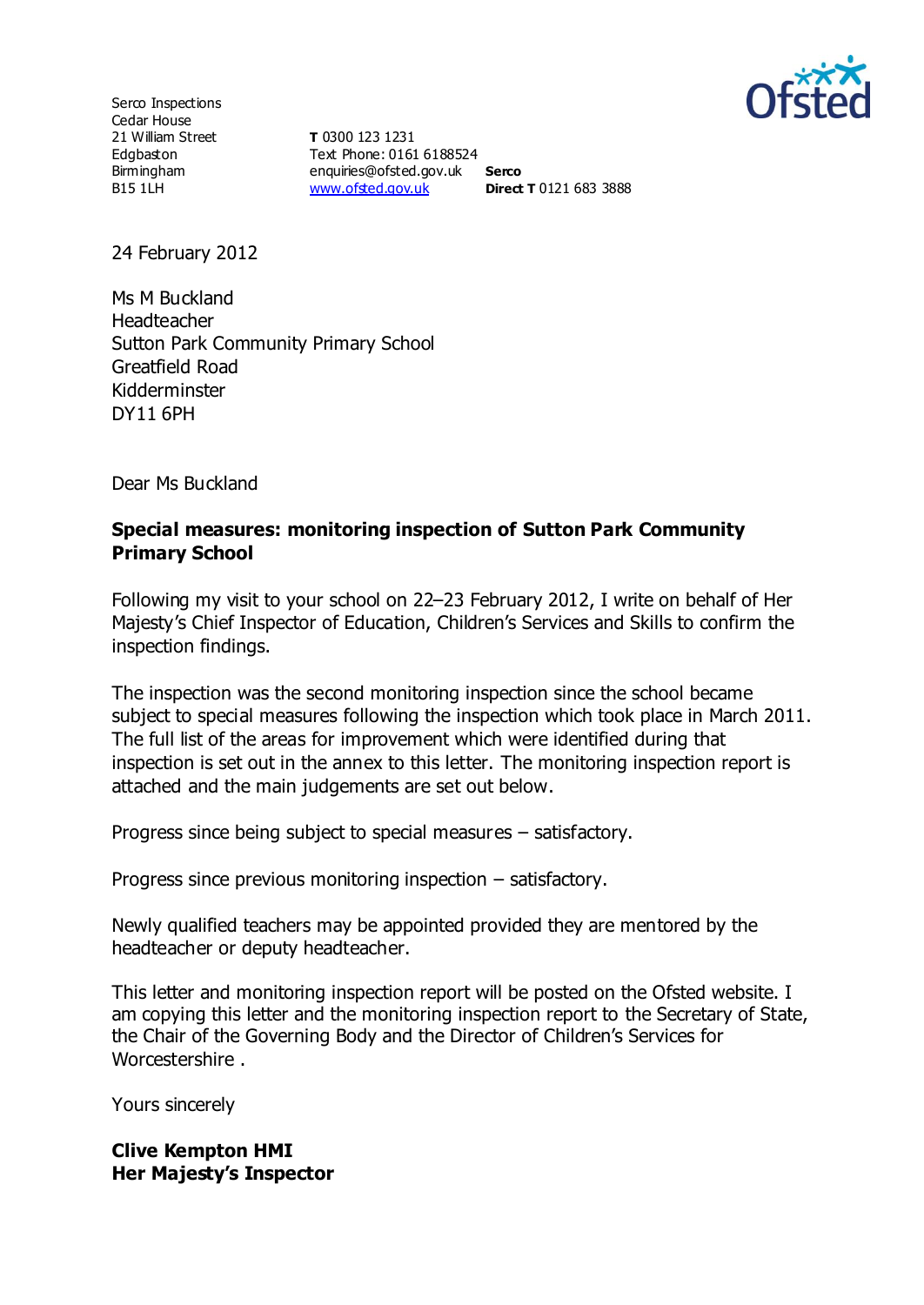Serco Inspections
Cedar House
21 William Street
Edgbaston
Birmingham
B15 1LH

**T** 0300 123 1231
Text Phone: 0161 6188524
enquiries@ofsted.gov.uk
www.ofsted.gov.uk

**Serco**
**Direct T** 0121 683 3888

24 February 2012

Ms M Buckland
Headteacher
Sutton Park Community Primary School
Greatfield Road
Kidderminster
DY11 6PH

Dear Ms Buckland

**Special measures: monitoring inspection of Sutton Park Community Primary School**

Following my visit to your school on 22–23 February 2012, I write on behalf of Her Majesty's Chief Inspector of Education, Children's Services and Skills to confirm the inspection findings.

The inspection was the second monitoring inspection since the school became subject to special measures following the inspection which took place in March 2011. The full list of the areas for improvement which were identified during that inspection is set out in the annex to this letter. The monitoring inspection report is attached and the main judgements are set out below.

Progress since being subject to special measures – satisfactory.

Progress since previous monitoring inspection – satisfactory.

Newly qualified teachers may be appointed provided they are mentored by the headteacher or deputy headteacher.

This letter and monitoring inspection report will be posted on the Ofsted website. I am copying this letter and the monitoring inspection report to the Secretary of State, the Chair of the Governing Body and the Director of Children's Services for Worcestershire .

Yours sincerely

**Clive Kempton HMI**
**Her Majesty's Inspector**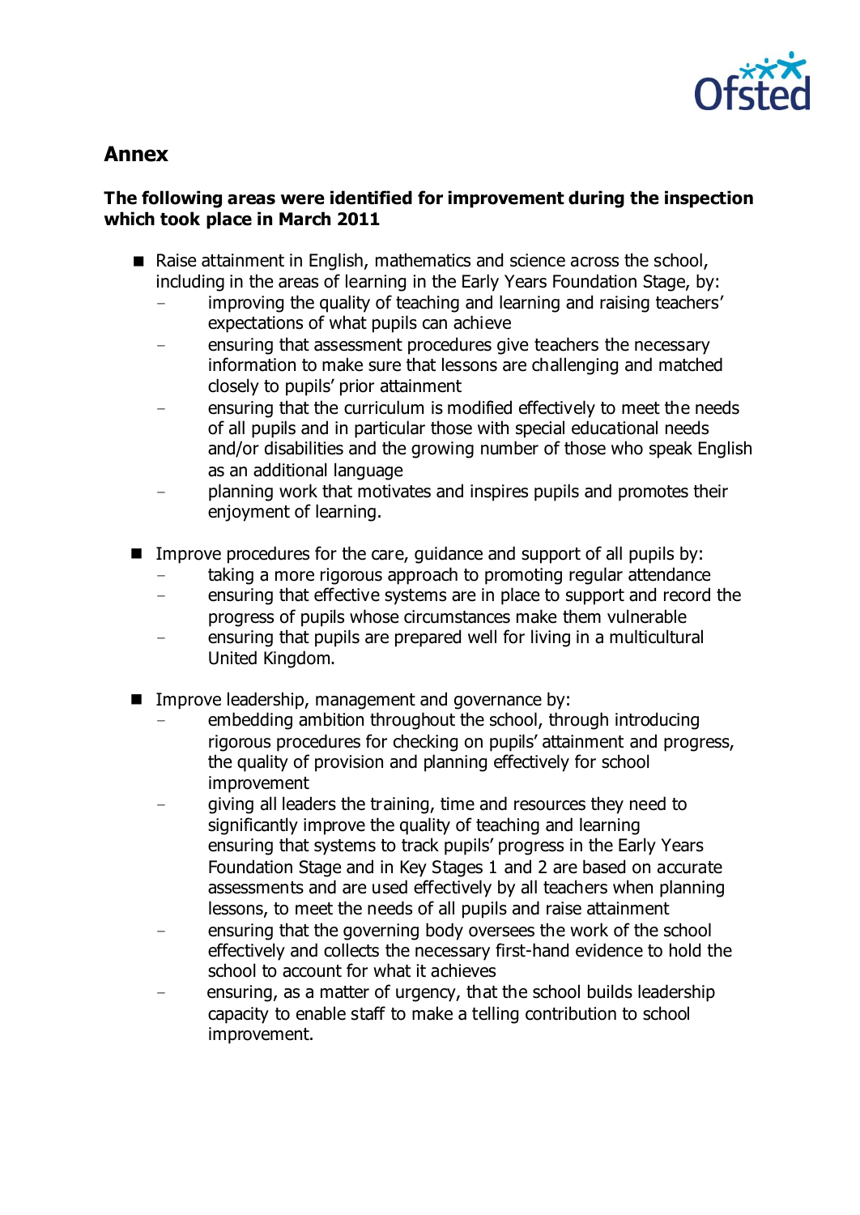## Annex

**The following areas were identified for improvement during the inspection which took place in March 2011**

- Raise attainment in English, mathematics and science across the school, including in the areas of learning in the Early Years Foundation Stage, by:
  - improving the quality of teaching and learning and raising teachers' expectations of what pupils can achieve
  - ensuring that assessment procedures give teachers the necessary information to make sure that lessons are challenging and matched closely to pupils' prior attainment
  - ensuring that the curriculum is modified effectively to meet the needs of all pupils and in particular those with special educational needs and/or disabilities and the growing number of those who speak English as an additional language
  - planning work that motivates and inspires pupils and promotes their enjoyment of learning.

- Improve procedures for the care, guidance and support of all pupils by:
  - taking a more rigorous approach to promoting regular attendance
  - ensuring that effective systems are in place to support and record the progress of pupils whose circumstances make them vulnerable
  - ensuring that pupils are prepared well for living in a multicultural United Kingdom.

- Improve leadership, management and governance by:
  - embedding ambition throughout the school, through introducing rigorous procedures for checking on pupils' attainment and progress, the quality of provision and planning effectively for school improvement
  - giving all leaders the training, time and resources they need to significantly improve the quality of teaching and learning ensuring that systems to track pupils' progress in the Early Years Foundation Stage and in Key Stages 1 and 2 are based on accurate assessments and are used effectively by all teachers when planning lessons, to meet the needs of all pupils and raise attainment
  - ensuring that the governing body oversees the work of the school effectively and collects the necessary first-hand evidence to hold the school to account for what it achieves
  - ensuring, as a matter of urgency, that the school builds leadership capacity to enable staff to make a telling contribution to school improvement.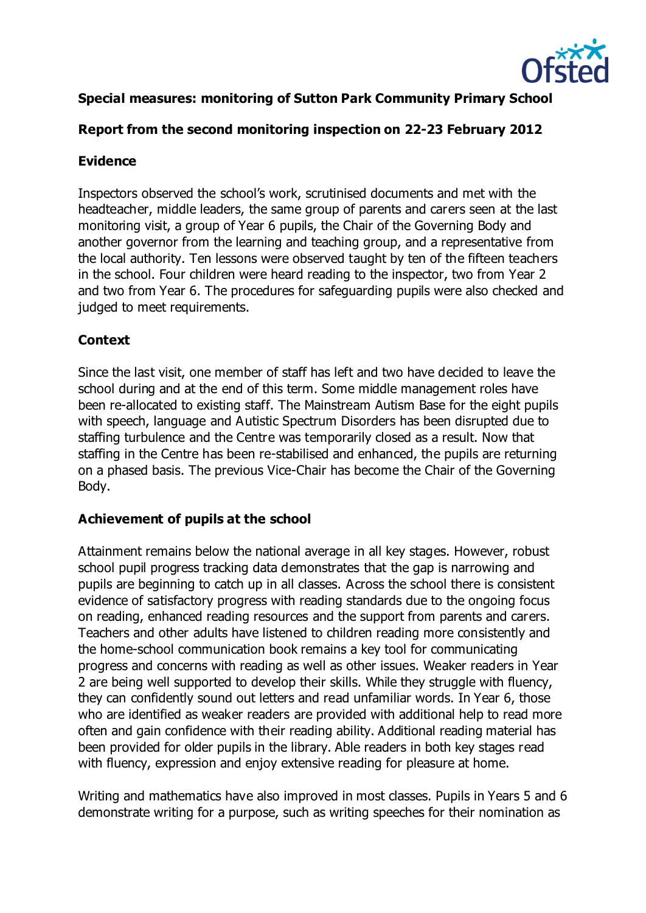**Special measures: monitoring of Sutton Park Community Primary School**

**Report from the second monitoring inspection on 22-23 February 2012**

**Evidence**

Inspectors observed the school's work, scrutinised documents and met with the headteacher, middle leaders, the same group of parents and carers seen at the last monitoring visit, a group of Year 6 pupils, the Chair of the Governing Body and another governor from the learning and teaching group, and a representative from the local authority. Ten lessons were observed taught by ten of the fifteen teachers in the school. Four children were heard reading to the inspector, two from Year 2 and two from Year 6. The procedures for safeguarding pupils were also checked and judged to meet requirements.

**Context**

Since the last visit, one member of staff has left and two have decided to leave the school during and at the end of this term. Some middle management roles have been re-allocated to existing staff. The Mainstream Autism Base for the eight pupils with speech, language and Autistic Spectrum Disorders has been disrupted due to staffing turbulence and the Centre was temporarily closed as a result. Now that staffing in the Centre has been re-stabilised and enhanced, the pupils are returning on a phased basis. The previous Vice-Chair has become the Chair of the Governing Body.

**Achievement of pupils at the school**

Attainment remains below the national average in all key stages. However, robust school pupil progress tracking data demonstrates that the gap is narrowing and pupils are beginning to catch up in all classes. Across the school there is consistent evidence of satisfactory progress with reading standards due to the ongoing focus on reading, enhanced reading resources and the support from parents and carers. Teachers and other adults have listened to children reading more consistently and the home-school communication book remains a key tool for communicating progress and concerns with reading as well as other issues. Weaker readers in Year 2 are being well supported to develop their skills. While they struggle with fluency, they can confidently sound out letters and read unfamiliar words. In Year 6, those who are identified as weaker readers are provided with additional help to read more often and gain confidence with their reading ability. Additional reading material has been provided for older pupils in the library. Able readers in both key stages read with fluency, expression and enjoy extensive reading for pleasure at home.

Writing and mathematics have also improved in most classes. Pupils in Years 5 and 6 demonstrate writing for a purpose, such as writing speeches for their nomination as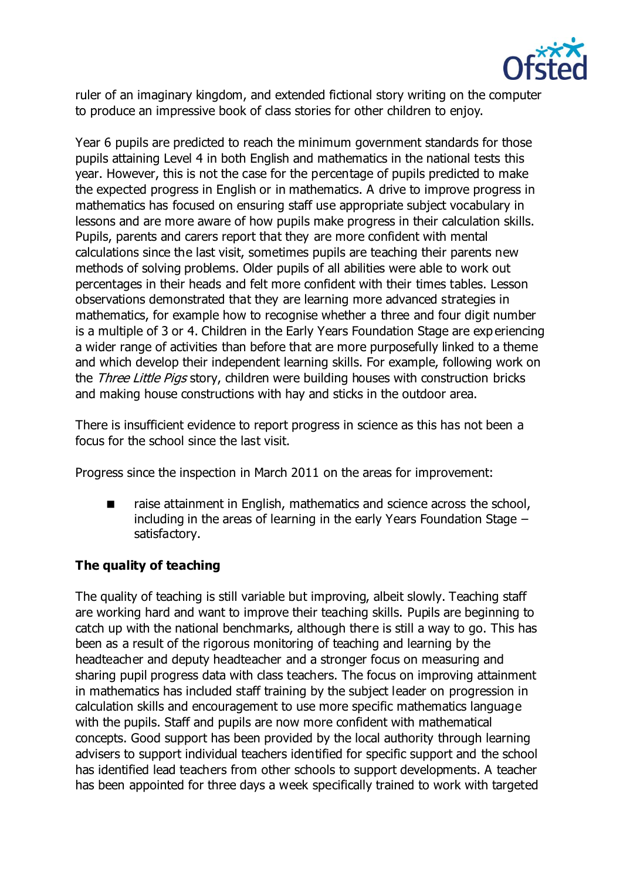ruler of an imaginary kingdom, and extended fictional story writing on the computer to produce an impressive book of class stories for other children to enjoy.

Year 6 pupils are predicted to reach the minimum government standards for those pupils attaining Level 4 in both English and mathematics in the national tests this year. However, this is not the case for the percentage of pupils predicted to make the expected progress in English or in mathematics. A drive to improve progress in mathematics has focused on ensuring staff use appropriate subject vocabulary in lessons and are more aware of how pupils make progress in their calculation skills. Pupils, parents and carers report that they are more confident with mental calculations since the last visit, sometimes pupils are teaching their parents new methods of solving problems. Older pupils of all abilities were able to work out percentages in their heads and felt more confident with their times tables. Lesson observations demonstrated that they are learning more advanced strategies in mathematics, for example how to recognise whether a three and four digit number is a multiple of 3 or 4. Children in the Early Years Foundation Stage are experiencing a wider range of activities than before that are more purposefully linked to a theme and which develop their independent learning skills. For example, following work on the *Three Little Pigs* story, children were building houses with construction bricks and making house constructions with hay and sticks in the outdoor area.

There is insufficient evidence to report progress in science as this has not been a focus for the school since the last visit.

Progress since the inspection in March 2011 on the areas for improvement:

- raise attainment in English, mathematics and science across the school, including in the areas of learning in the early Years Foundation Stage – satisfactory.

**The quality of teaching**

The quality of teaching is still variable but improving, albeit slowly. Teaching staff are working hard and want to improve their teaching skills. Pupils are beginning to catch up with the national benchmarks, although there is still a way to go. This has been as a result of the rigorous monitoring of teaching and learning by the headteacher and deputy headteacher and a stronger focus on measuring and sharing pupil progress data with class teachers. The focus on improving attainment in mathematics has included staff training by the subject leader on progression in calculation skills and encouragement to use more specific mathematics language with the pupils. Staff and pupils are now more confident with mathematical concepts. Good support has been provided by the local authority through learning advisers to support individual teachers identified for specific support and the school has identified lead teachers from other schools to support developments. A teacher has been appointed for three days a week specifically trained to work with targeted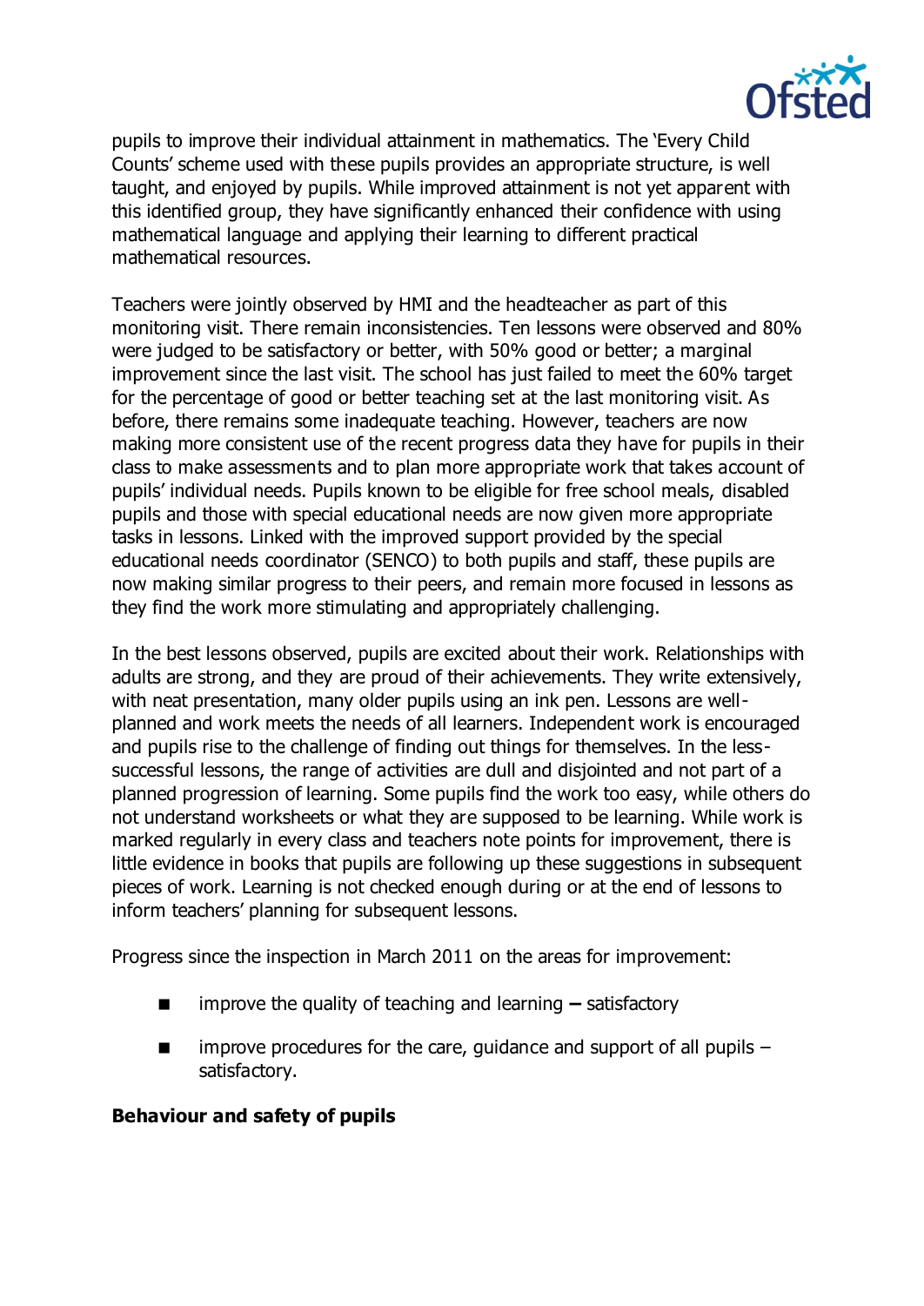pupils to improve their individual attainment in mathematics. The 'Every Child Counts' scheme used with these pupils provides an appropriate structure, is well taught, and enjoyed by pupils. While improved attainment is not yet apparent with this identified group, they have significantly enhanced their confidence with using mathematical language and applying their learning to different practical mathematical resources.

Teachers were jointly observed by HMI and the headteacher as part of this monitoring visit. There remain inconsistencies. Ten lessons were observed and 80% were judged to be satisfactory or better, with 50% good or better; a marginal improvement since the last visit. The school has just failed to meet the 60% target for the percentage of good or better teaching set at the last monitoring visit. As before, there remains some inadequate teaching. However, teachers are now making more consistent use of the recent progress data they have for pupils in their class to make assessments and to plan more appropriate work that takes account of pupils' individual needs. Pupils known to be eligible for free school meals, disabled pupils and those with special educational needs are now given more appropriate tasks in lessons. Linked with the improved support provided by the special educational needs coordinator (SENCO) to both pupils and staff, these pupils are now making similar progress to their peers, and remain more focused in lessons as they find the work more stimulating and appropriately challenging.

In the best lessons observed, pupils are excited about their work. Relationships with adults are strong, and they are proud of their achievements. They write extensively, with neat presentation, many older pupils using an ink pen. Lessons are well-planned and work meets the needs of all learners. Independent work is encouraged and pupils rise to the challenge of finding out things for themselves. In the less-successful lessons, the range of activities are dull and disjointed and not part of a planned progression of learning. Some pupils find the work too easy, while others do not understand worksheets or what they are supposed to be learning. While work is marked regularly in every class and teachers note points for improvement, there is little evidence in books that pupils are following up these suggestions in subsequent pieces of work. Learning is not checked enough during or at the end of lessons to inform teachers' planning for subsequent lessons.

Progress since the inspection in March 2011 on the areas for improvement:

- improve the quality of teaching and learning **–** satisfactory
- improve procedures for the care, guidance and support of all pupils – satisfactory.

**Behaviour and safety of pupils**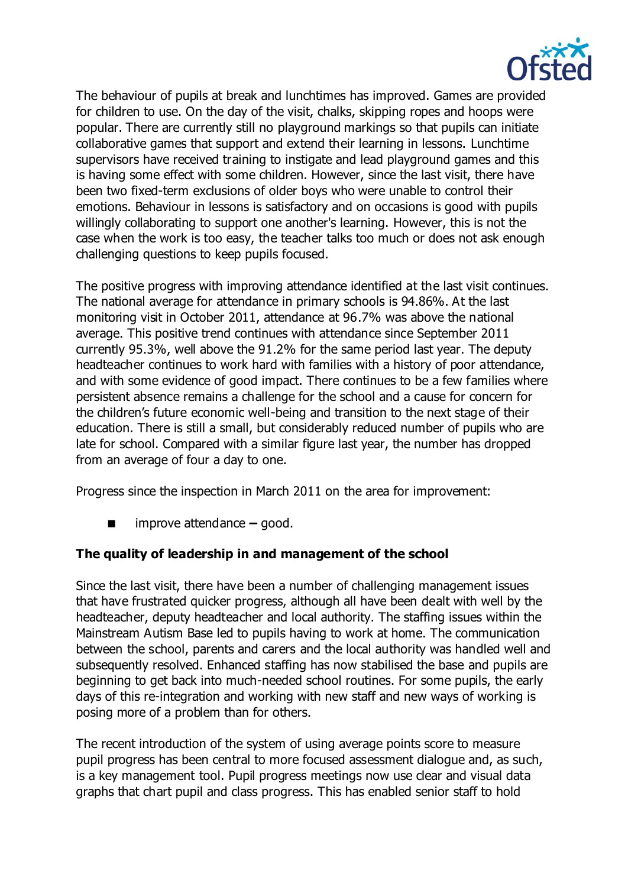The behaviour of pupils at break and lunchtimes has improved. Games are provided for children to use. On the day of the visit, chalks, skipping ropes and hoops were popular. There are currently still no playground markings so that pupils can initiate collaborative games that support and extend their learning in lessons. Lunchtime supervisors have received training to instigate and lead playground games and this is having some effect with some children. However, since the last visit, there have been two fixed-term exclusions of older boys who were unable to control their emotions. Behaviour in lessons is satisfactory and on occasions is good with pupils willingly collaborating to support one another's learning. However, this is not the case when the work is too easy, the teacher talks too much or does not ask enough challenging questions to keep pupils focused.

The positive progress with improving attendance identified at the last visit continues. The national average for attendance in primary schools is 94.86%. At the last monitoring visit in October 2011, attendance at 96.7% was above the national average. This positive trend continues with attendance since September 2011 currently 95.3%, well above the 91.2% for the same period last year. The deputy headteacher continues to work hard with families with a history of poor attendance, and with some evidence of good impact. There continues to be a few families where persistent absence remains a challenge for the school and a cause for concern for the children's future economic well-being and transition to the next stage of their education. There is still a small, but considerably reduced number of pupils who are late for school. Compared with a similar figure last year, the number has dropped from an average of four a day to one.

Progress since the inspection in March 2011 on the area for improvement:

- improve attendance – good.

**The quality of leadership in and management of the school**

Since the last visit, there have been a number of challenging management issues that have frustrated quicker progress, although all have been dealt with well by the headteacher, deputy headteacher and local authority. The staffing issues within the Mainstream Autism Base led to pupils having to work at home. The communication between the school, parents and carers and the local authority was handled well and subsequently resolved. Enhanced staffing has now stabilised the base and pupils are beginning to get back into much-needed school routines. For some pupils, the early days of this re-integration and working with new staff and new ways of working is posing more of a problem than for others.

The recent introduction of the system of using average points score to measure pupil progress has been central to more focused assessment dialogue and, as such, is a key management tool. Pupil progress meetings now use clear and visual data graphs that chart pupil and class progress. This has enabled senior staff to hold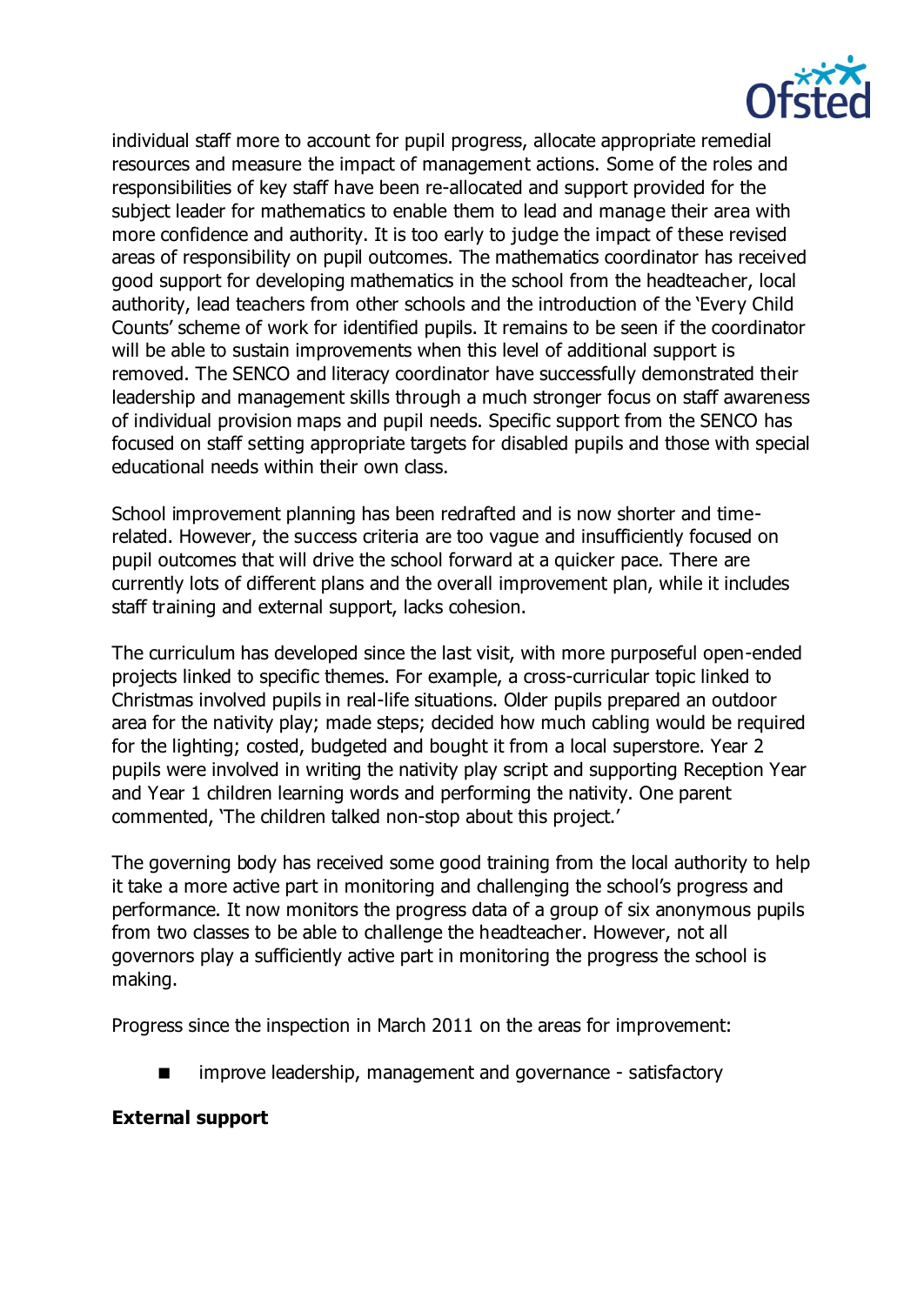individual staff more to account for pupil progress, allocate appropriate remedial resources and measure the impact of management actions. Some of the roles and responsibilities of key staff have been re-allocated and support provided for the subject leader for mathematics to enable them to lead and manage their area with more confidence and authority. It is too early to judge the impact of these revised areas of responsibility on pupil outcomes. The mathematics coordinator has received good support for developing mathematics in the school from the headteacher, local authority, lead teachers from other schools and the introduction of the 'Every Child Counts' scheme of work for identified pupils. It remains to be seen if the coordinator will be able to sustain improvements when this level of additional support is removed. The SENCO and literacy coordinator have successfully demonstrated their leadership and management skills through a much stronger focus on staff awareness of individual provision maps and pupil needs. Specific support from the SENCO has focused on staff setting appropriate targets for disabled pupils and those with special educational needs within their own class.

School improvement planning has been redrafted and is now shorter and time-related. However, the success criteria are too vague and insufficiently focused on pupil outcomes that will drive the school forward at a quicker pace. There are currently lots of different plans and the overall improvement plan, while it includes staff training and external support, lacks cohesion.

The curriculum has developed since the last visit, with more purposeful open-ended projects linked to specific themes. For example, a cross-curricular topic linked to Christmas involved pupils in real-life situations. Older pupils prepared an outdoor area for the nativity play; made steps; decided how much cabling would be required for the lighting; costed, budgeted and bought it from a local superstore. Year 2 pupils were involved in writing the nativity play script and supporting Reception Year and Year 1 children learning words and performing the nativity. One parent commented, 'The children talked non-stop about this project.'

The governing body has received some good training from the local authority to help it take a more active part in monitoring and challenging the school's progress and performance. It now monitors the progress data of a group of six anonymous pupils from two classes to be able to challenge the headteacher. However, not all governors play a sufficiently active part in monitoring the progress the school is making.

Progress since the inspection in March 2011 on the areas for improvement:

- improve leadership, management and governance - satisfactory

**External support**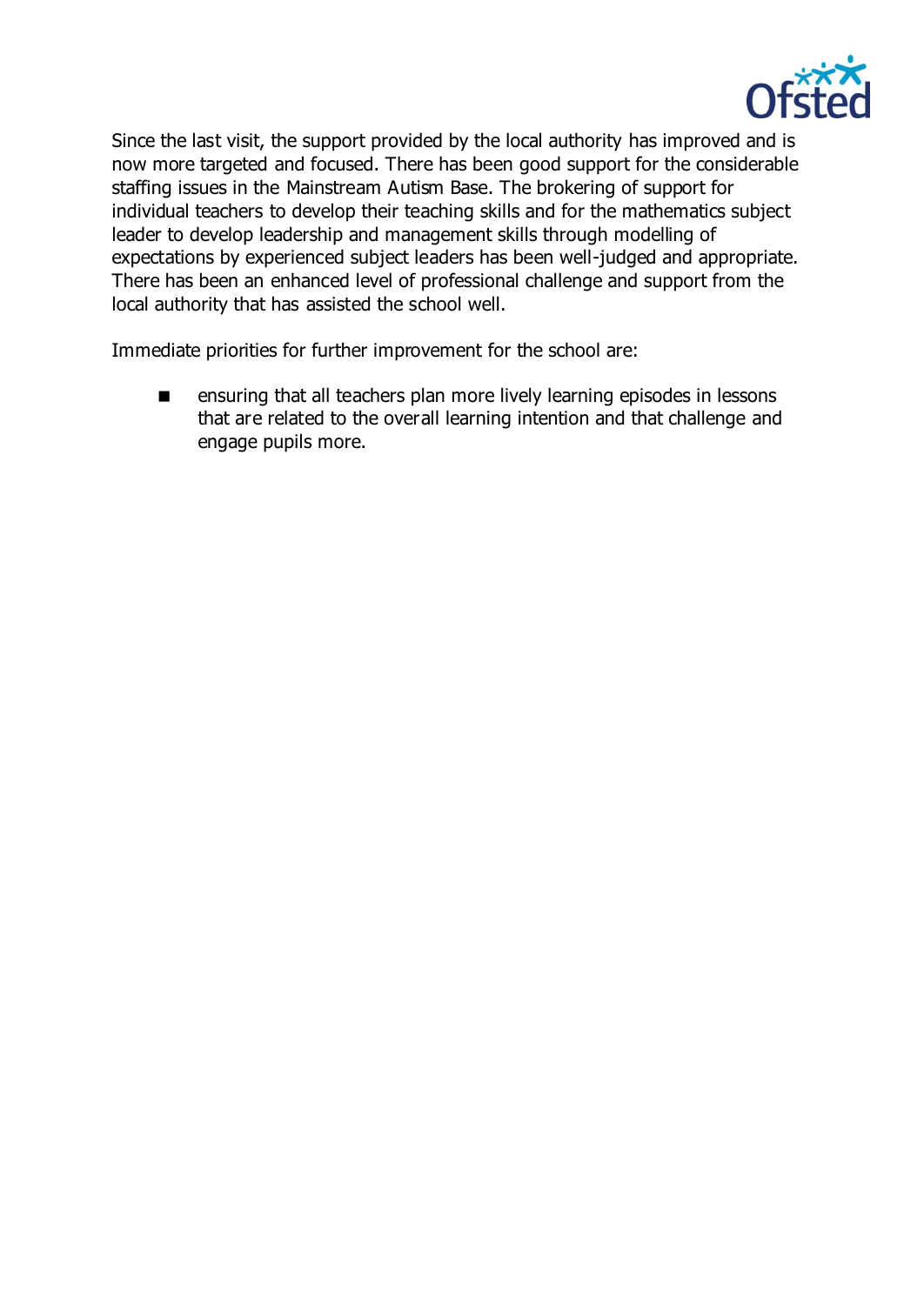Since the last visit, the support provided by the local authority has improved and is now more targeted and focused. There has been good support for the considerable staffing issues in the Mainstream Autism Base. The brokering of support for individual teachers to develop their teaching skills and for the mathematics subject leader to develop leadership and management skills through modelling of expectations by experienced subject leaders has been well-judged and appropriate. There has been an enhanced level of professional challenge and support from the local authority that has assisted the school well.

Immediate priorities for further improvement for the school are:

- ensuring that all teachers plan more lively learning episodes in lessons that are related to the overall learning intention and that challenge and engage pupils more.